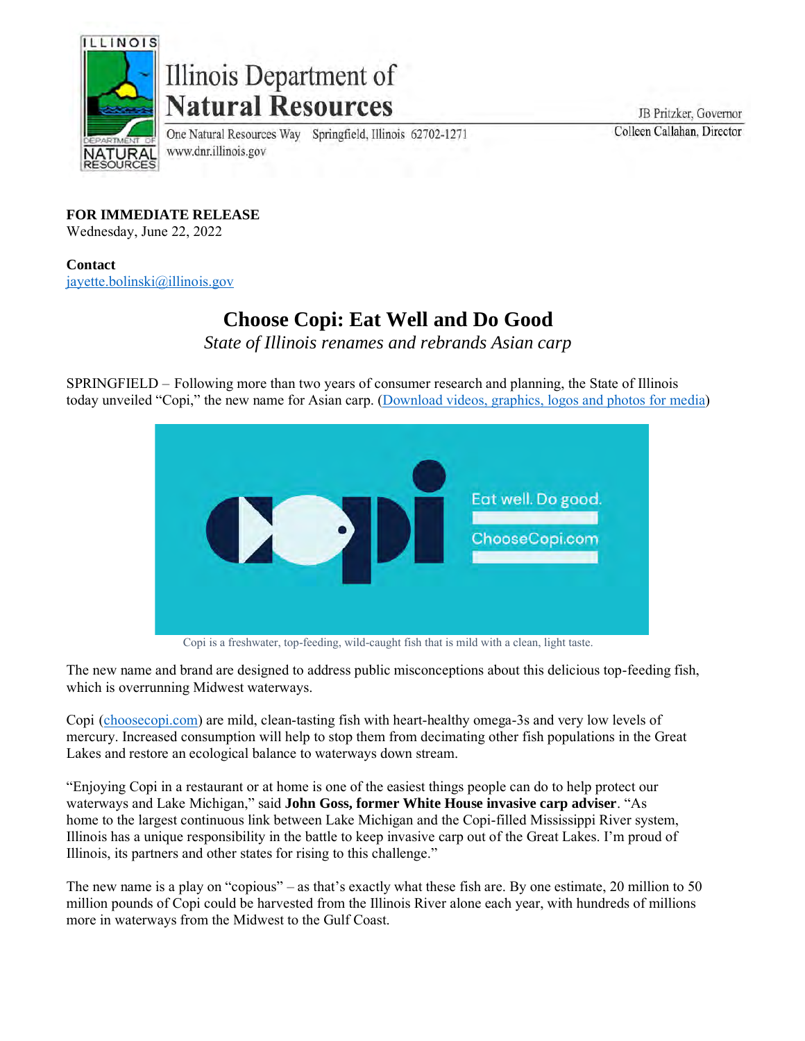Illinois Department of
**Natural Resources**

One Natural Resources Way Springfield, Illinois 62702-1271
www.dnr.illinois.gov

JB Pritzker, Governor
Colleen Callahan, Director

**FOR IMMEDIATE RELEASE**
Wednesday, June 22, 2022

**Contact**
jayette.bolinski@illinois.gov

# Choose Copi: Eat Well and Do Good

*State of Illinois renames and rebrands Asian carp*

SPRINGFIELD – Following more than two years of consumer research and planning, the State of Illinois today unveiled "Copi," the new name for Asian carp. (Download videos, graphics, logos and photos for media)

Copi is a freshwater, top-feeding, wild-caught fish that is mild with a clean, light taste.

The new name and brand are designed to address public misconceptions about this delicious top-feeding fish, which is overrunning Midwest waterways.

Copi (choosecopi.com) are mild, clean-tasting fish with heart-healthy omega-3s and very low levels of mercury. Increased consumption will help to stop them from decimating other fish populations in the Great Lakes and restore an ecological balance to waterways down stream.

"Enjoying Copi in a restaurant or at home is one of the easiest things people can do to help protect our waterways and Lake Michigan," said **John Goss, former White House invasive carp adviser**. "As home to the largest continuous link between Lake Michigan and the Copi-filled Mississippi River system, Illinois has a unique responsibility in the battle to keep invasive carp out of the Great Lakes. I'm proud of Illinois, its partners and other states for rising to this challenge."

The new name is a play on "copious" – as that's exactly what these fish are. By one estimate, 20 million to 50 million pounds of Copi could be harvested from the Illinois River alone each year, with hundreds of millions more in waterways from the Midwest to the Gulf Coast.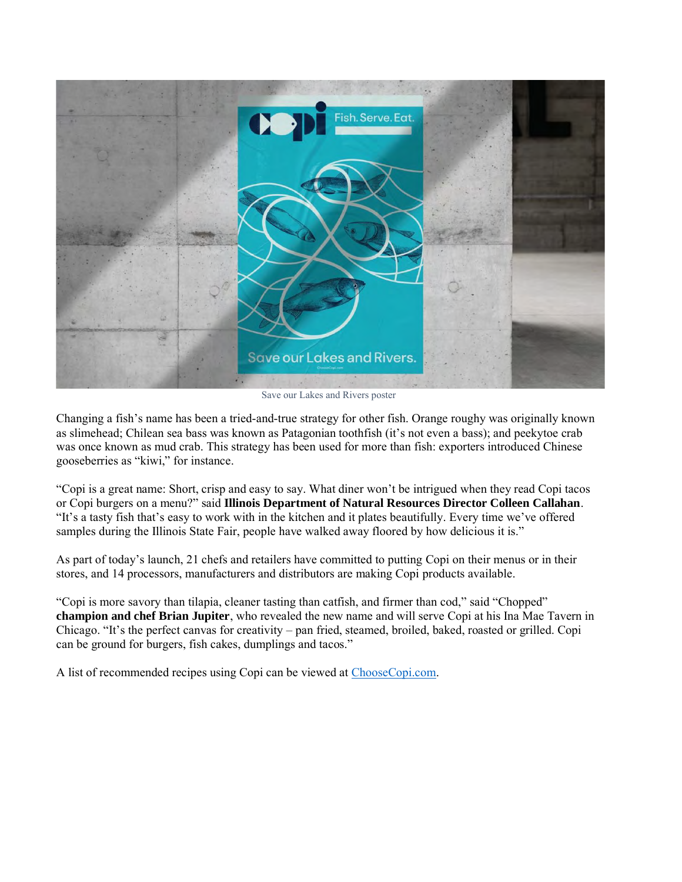Save our Lakes and Rivers poster

Changing a fish's name has been a tried-and-true strategy for other fish. Orange roughy was originally known as slimehead; Chilean sea bass was known as Patagonian toothfish (it's not even a bass); and peekytoe crab was once known as mud crab. This strategy has been used for more than fish: exporters introduced Chinese gooseberries as "kiwi," for instance.

"Copi is a great name: Short, crisp and easy to say. What diner won't be intrigued when they read Copi tacos or Copi burgers on a menu?" said **Illinois Department of Natural Resources Director Colleen Callahan**. "It's a tasty fish that's easy to work with in the kitchen and it plates beautifully. Every time we've offered samples during the Illinois State Fair, people have walked away floored by how delicious it is."

As part of today's launch, 21 chefs and retailers have committed to putting Copi on their menus or in their stores, and 14 processors, manufacturers and distributors are making Copi products available.

"Copi is more savory than tilapia, cleaner tasting than catfish, and firmer than cod," said "Chopped" **champion and chef Brian Jupiter**, who revealed the new name and will serve Copi at his Ina Mae Tavern in Chicago. "It's the perfect canvas for creativity – pan fried, steamed, broiled, baked, roasted or grilled. Copi can be ground for burgers, fish cakes, dumplings and tacos."

A list of recommended recipes using Copi can be viewed at [ChooseCopi.com](ChooseCopi.com).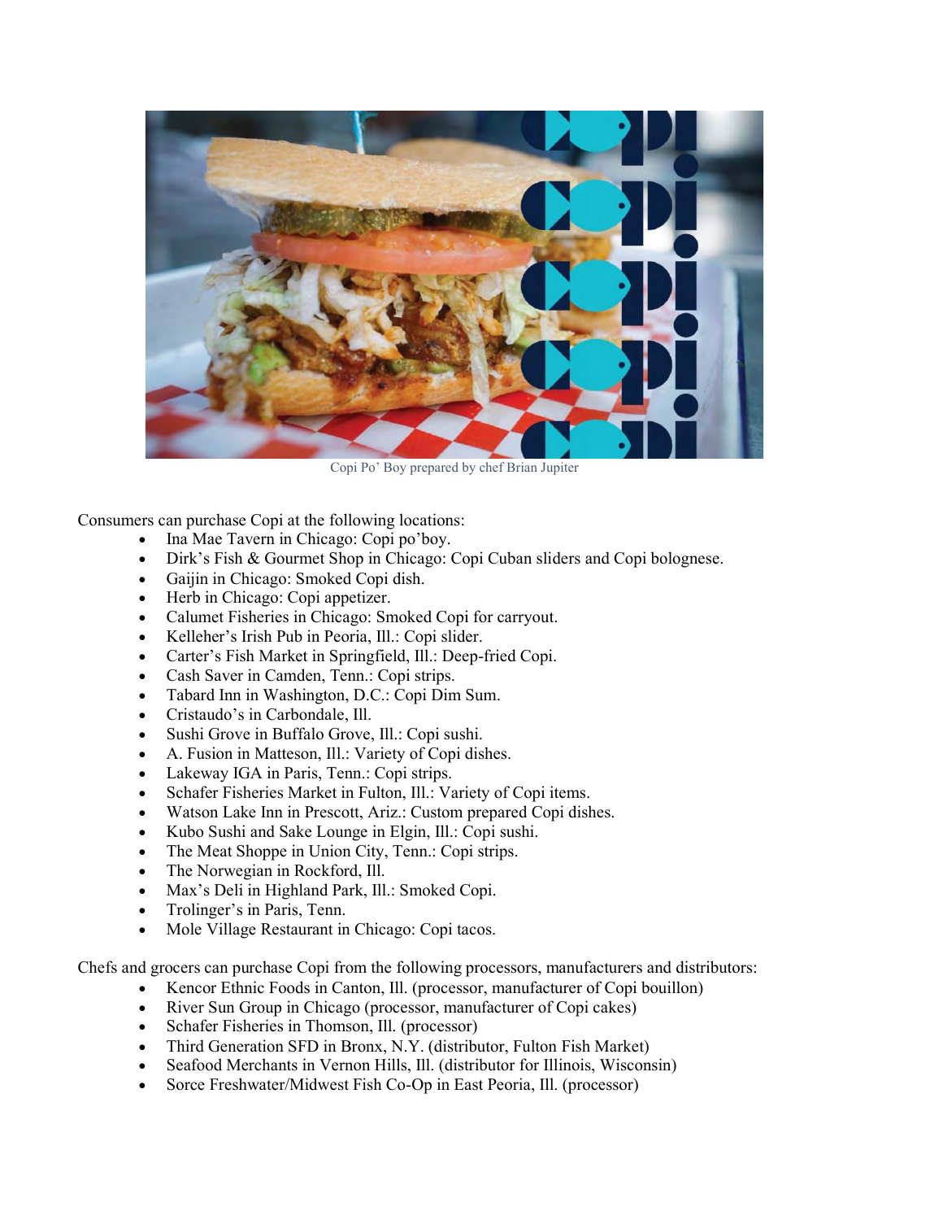Copi Po' Boy prepared by chef Brian Jupiter

Consumers can purchase Copi at the following locations:

- Ina Mae Tavern in Chicago: Copi po'boy.
- Dirk's Fish & Gourmet Shop in Chicago: Copi Cuban sliders and Copi bolognese.
- Gaijin in Chicago: Smoked Copi dish.
- Herb in Chicago: Copi appetizer.
- Calumet Fisheries in Chicago: Smoked Copi for carryout.
- Kelleher's Irish Pub in Peoria, Ill.: Copi slider.
- Carter's Fish Market in Springfield, Ill.: Deep-fried Copi.
- Cash Saver in Camden, Tenn.: Copi strips.
- Tabard Inn in Washington, D.C.: Copi Dim Sum.
- Cristaudo's in Carbondale, Ill.
- Sushi Grove in Buffalo Grove, Ill.: Copi sushi.
- A. Fusion in Matteson, Ill.: Variety of Copi dishes.
- Lakeway IGA in Paris, Tenn.: Copi strips.
- Schafer Fisheries Market in Fulton, Ill.: Variety of Copi items.
- Watson Lake Inn in Prescott, Ariz.: Custom prepared Copi dishes.
- Kubo Sushi and Sake Lounge in Elgin, Ill.: Copi sushi.
- The Meat Shoppe in Union City, Tenn.: Copi strips.
- The Norwegian in Rockford, Ill.
- Max's Deli in Highland Park, Ill.: Smoked Copi.
- Trolinger's in Paris, Tenn.
- Mole Village Restaurant in Chicago: Copi tacos.

Chefs and grocers can purchase Copi from the following processors, manufacturers and distributors:

- Kencor Ethnic Foods in Canton, Ill. (processor, manufacturer of Copi bouillon)
- River Sun Group in Chicago (processor, manufacturer of Copi cakes)
- Schafer Fisheries in Thomson, Ill. (processor)
- Third Generation SFD in Bronx, N.Y. (distributor, Fulton Fish Market)
- Seafood Merchants in Vernon Hills, Ill. (distributor for Illinois, Wisconsin)
- Sorce Freshwater/Midwest Fish Co-Op in East Peoria, Ill. (processor)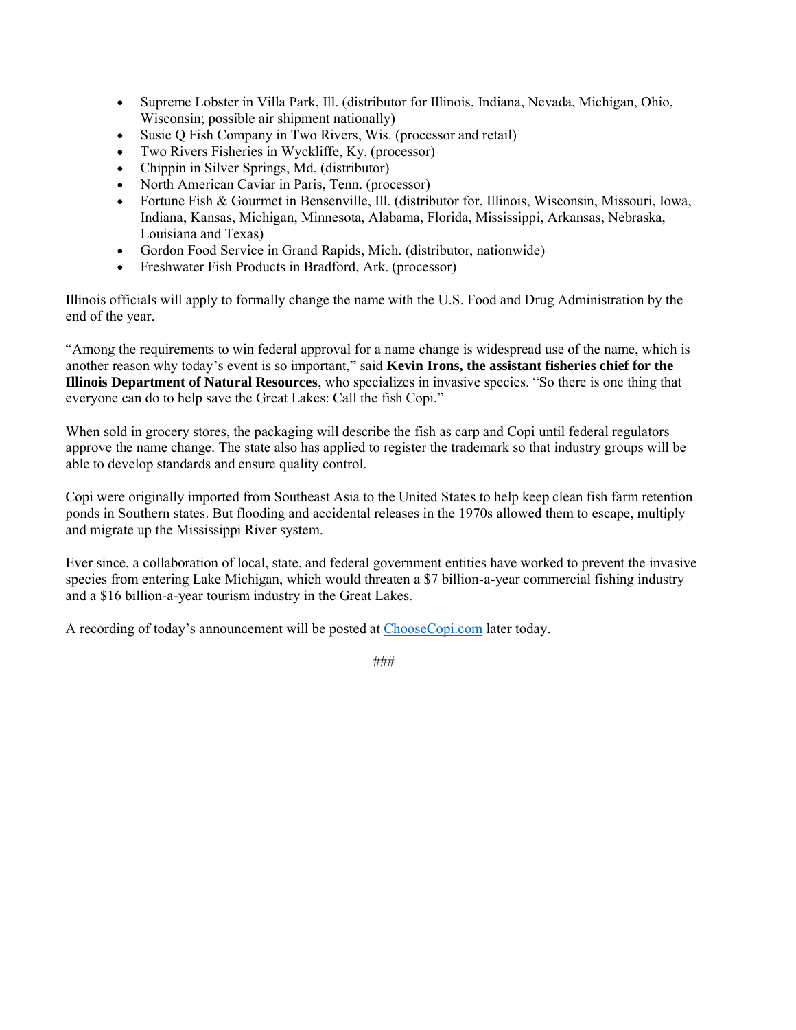- Supreme Lobster in Villa Park, Ill. (distributor for Illinois, Indiana, Nevada, Michigan, Ohio, Wisconsin; possible air shipment nationally)
- Susie Q Fish Company in Two Rivers, Wis. (processor and retail)
- Two Rivers Fisheries in Wyckliffe, Ky. (processor)
- Chippin in Silver Springs, Md. (distributor)
- North American Caviar in Paris, Tenn. (processor)
- Fortune Fish & Gourmet in Bensenville, Ill. (distributor for, Illinois, Wisconsin, Missouri, Iowa, Indiana, Kansas, Michigan, Minnesota, Alabama, Florida, Mississippi, Arkansas, Nebraska, Louisiana and Texas)
- Gordon Food Service in Grand Rapids, Mich. (distributor, nationwide)
- Freshwater Fish Products in Bradford, Ark. (processor)

Illinois officials will apply to formally change the name with the U.S. Food and Drug Administration by the end of the year.

"Among the requirements to win federal approval for a name change is widespread use of the name, which is another reason why today's event is so important," said **Kevin Irons, the assistant fisheries chief for the Illinois Department of Natural Resources**, who specializes in invasive species. "So there is one thing that everyone can do to help save the Great Lakes: Call the fish Copi."

When sold in grocery stores, the packaging will describe the fish as carp and Copi until federal regulators approve the name change. The state also has applied to register the trademark so that industry groups will be able to develop standards and ensure quality control.

Copi were originally imported from Southeast Asia to the United States to help keep clean fish farm retention ponds in Southern states. But flooding and accidental releases in the 1970s allowed them to escape, multiply and migrate up the Mississippi River system.

Ever since, a collaboration of local, state, and federal government entities have worked to prevent the invasive species from entering Lake Michigan, which would threaten a $7 billion-a-year commercial fishing industry and a $16 billion-a-year tourism industry in the Great Lakes.

A recording of today's announcement will be posted at [ChooseCopi.com](http://ChooseCopi.com) later today.

###